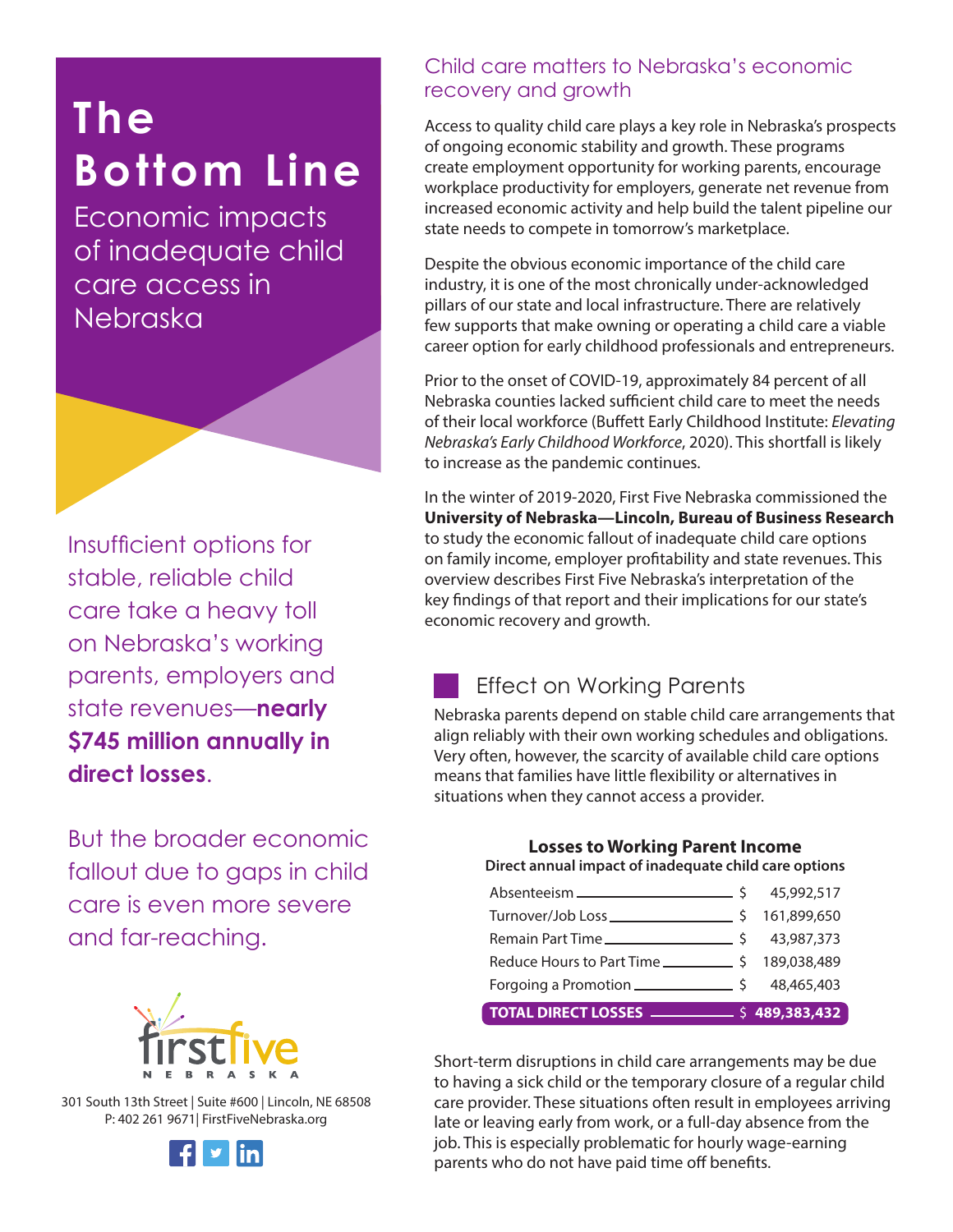# The Bottom Line

## Economic impacts of inadequate child care access in Nebraska

Insufficient options for stable, reliable child care take a heavy toll on Nebraska's working parents, employers and state revenues—**nearly $745 million annually in direct losses**.

But the broader economic fallout due to gaps in child care is even more severe and far-reaching.

301 South 13th Street | Suite #600 | Lincoln, NE 68508
P: 402 261 9671| FirstFiveNebraska.org

## Child care matters to Nebraska's economic recovery and growth

Access to quality child care plays a key role in Nebraska's prospects of ongoing economic stability and growth. These programs create employment opportunity for working parents, encourage workplace productivity for employers, generate net revenue from increased economic activity and help build the talent pipeline our state needs to compete in tomorrow's marketplace.

Despite the obvious economic importance of the child care industry, it is one of the most chronically under-acknowledged pillars of our state and local infrastructure. There are relatively few supports that make owning or operating a child care a viable career option for early childhood professionals and entrepreneurs.

Prior to the onset of COVID-19, approximately 84 percent of all Nebraska counties lacked sufficient child care to meet the needs of their local workforce (Buffett Early Childhood Institute: *Elevating Nebraska's Early Childhood Workforce*, 2020). This shortfall is likely to increase as the pandemic continues.

In the winter of 2019-2020, First Five Nebraska commissioned the **University of Nebraska—Lincoln, Bureau of Business Research** to study the economic fallout of inadequate child care options on family income, employer profitability and state revenues. This overview describes First Five Nebraska's interpretation of the key findings of that report and their implications for our state's economic recovery and growth.

### Effect on Working Parents

Nebraska parents depend on stable child care arrangements that align reliably with their own working schedules and obligations. Very often, however, the scarcity of available child care options means that families have little flexibility or alternatives in situations when they cannot access a provider.

**Losses to Working Parent Income**
**Direct annual impact of inadequate child care options**

| Category | Amount |
|---|---|
| Absenteeism | $ 45,992,517 |
| Turnover/Job Loss | $ 161,899,650 |
| Remain Part Time | $ 43,987,373 |
| Reduce Hours to Part Time | $ 189,038,489 |
| Forgoing a Promotion | $ 48,465,403 |
| **TOTAL DIRECT LOSSES** | **$ 489,383,432** |

Short-term disruptions in child care arrangements may be due to having a sick child or the temporary closure of a regular child care provider. These situations often result in employees arriving late or leaving early from work, or a full-day absence from the job. This is especially problematic for hourly wage-earning parents who do not have paid time off benefits.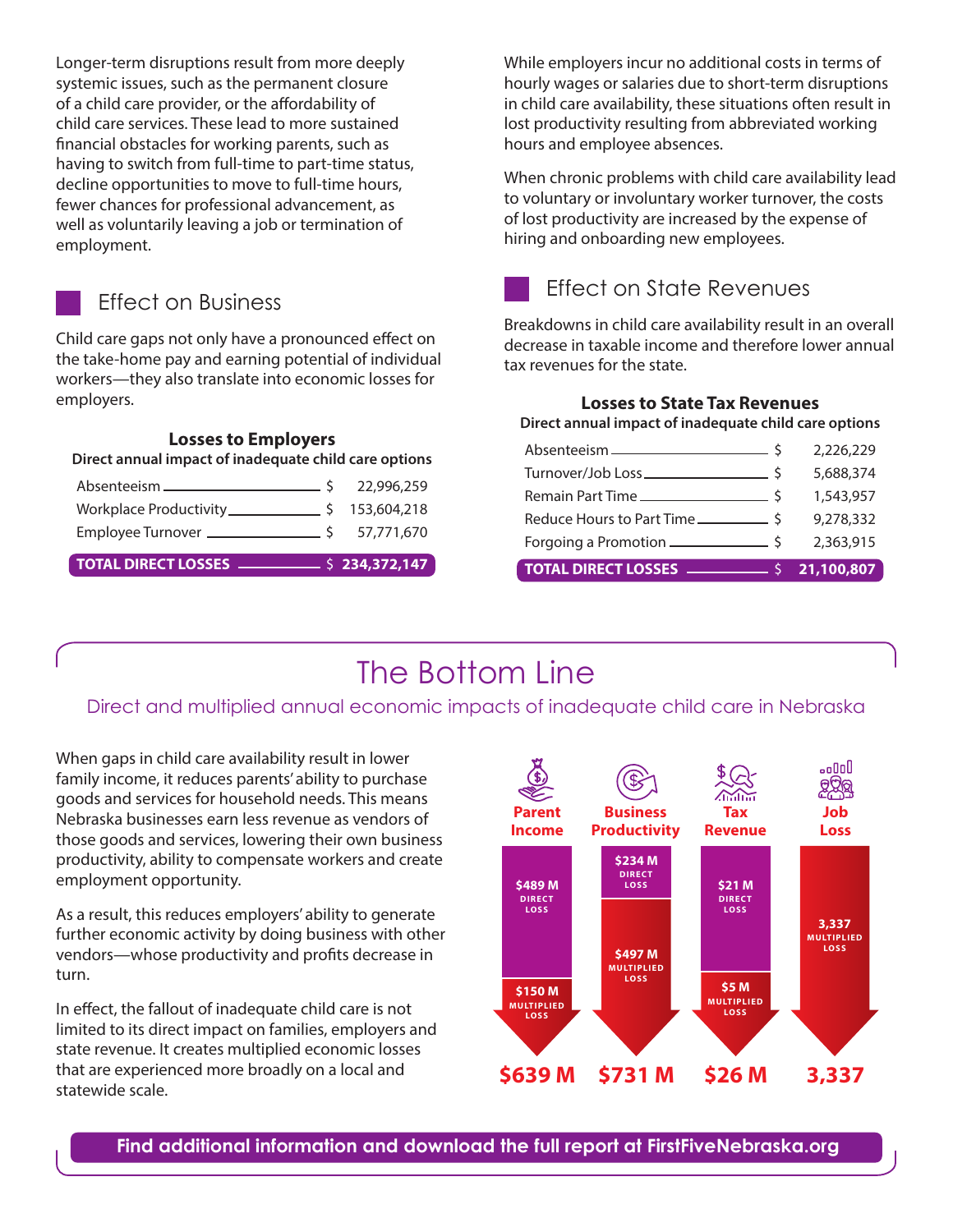Longer-term disruptions result from more deeply systemic issues, such as the permanent closure of a child care provider, or the affordability of child care services. These lead to more sustained financial obstacles for working parents, such as having to switch from full-time to part-time status, decline opportunities to move to full-time hours, fewer chances for professional advancement, as well as voluntarily leaving a job or termination of employment.

## Effect on Business

Child care gaps not only have a pronounced effect on the take-home pay and earning potential of individual workers—they also translate into economic losses for employers.

**Losses to Employers**

**Direct annual impact of inadequate child care options**

| | | |
|---|---|---|
| Absenteeism | $ | 22,996,259 |
| Workplace Productivity | $ | 153,604,218 |
| Employee Turnover | $ | 57,771,670 |
| **TOTAL DIRECT LOSSES** | $ | **234,372,147** |

While employers incur no additional costs in terms of hourly wages or salaries due to short-term disruptions in child care availability, these situations often result in lost productivity resulting from abbreviated working hours and employee absences.

When chronic problems with child care availability lead to voluntary or involuntary worker turnover, the costs of lost productivity are increased by the expense of hiring and onboarding new employees.

## Effect on State Revenues

Breakdowns in child care availability result in an overall decrease in taxable income and therefore lower annual tax revenues for the state.

**Losses to State Tax Revenues**

**Direct annual impact of inadequate child care options**

| | | |
|---|---|---|
| Absenteeism | $ | 2,226,229 |
| Turnover/Job Loss | $ | 5,688,374 |
| Remain Part Time | $ | 1,543,957 |
| Reduce Hours to Part Time | $ | 9,278,332 |
| Forgoing a Promotion | $ | 2,363,915 |
| **TOTAL DIRECT LOSSES** | $ | **21,100,807** |

# The Bottom Line

Direct and multiplied annual economic impacts of inadequate child care in Nebraska

When gaps in child care availability result in lower family income, it reduces parents' ability to purchase goods and services for household needs. This means Nebraska businesses earn less revenue as vendors of those goods and services, lowering their own business productivity, ability to compensate workers and create employment opportunity.

As a result, this reduces employers' ability to generate further economic activity by doing business with other vendors—whose productivity and profits decrease in turn.

In effect, the fallout of inadequate child care is not limited to its direct impact on families, employers and state revenue. It creates multiplied economic losses that are experienced more broadly on a local and statewide scale.

**Parent Income**
$489 M DIRECT LOSS
$150 M MULTIPLIED LOSS
**$639 M**

**Business Productivity**
$234 M DIRECT LOSS
$497 M MULTIPLIED LOSS
**$731 M**

**Tax Revenue**
$21 M DIRECT LOSS
$5 M MULTIPLIED LOSS
**$26 M**

**Job Loss**
3,337 MULTIPLIED LOSS
**3,337**

**Find additional information and download the full report at FirstFiveNebraska.org**